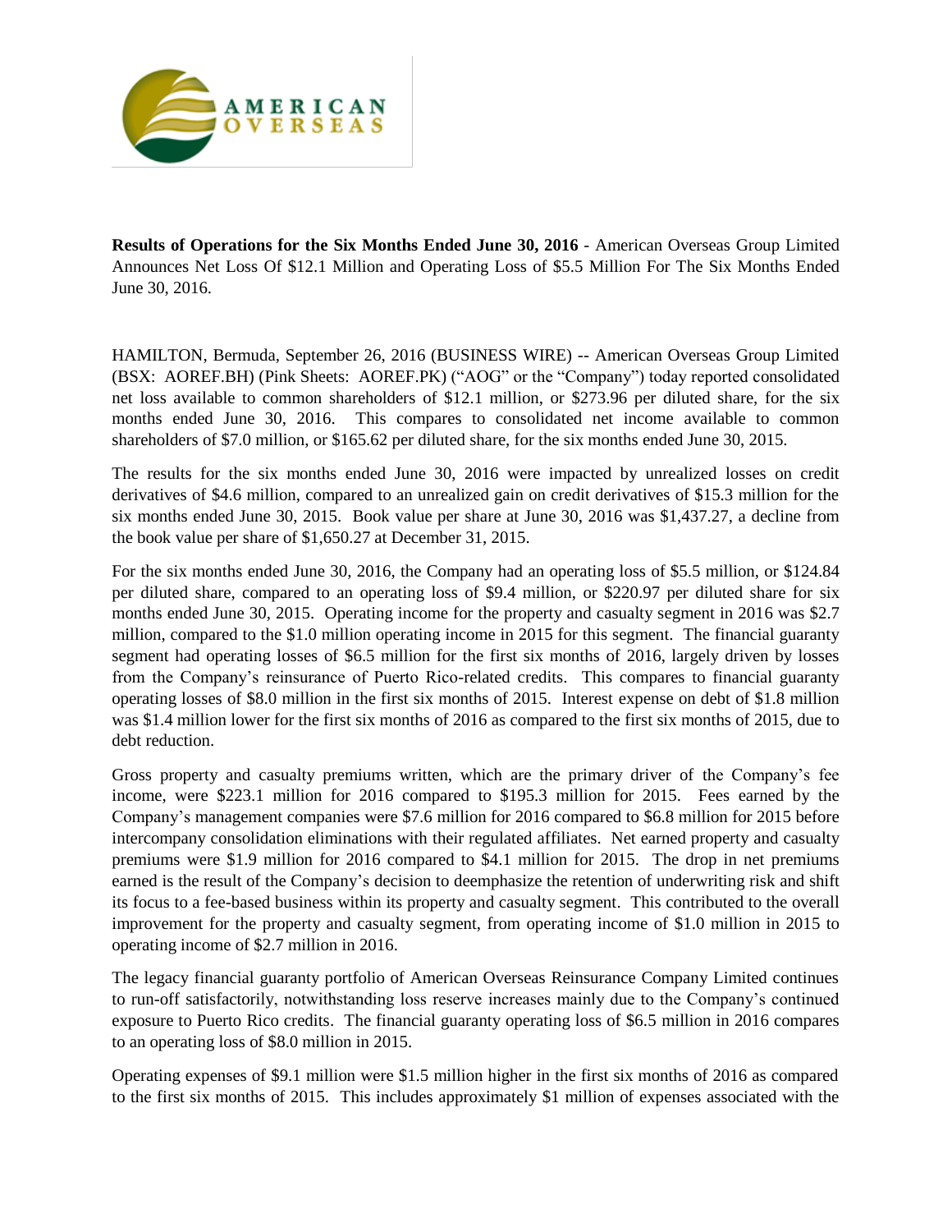**Results of Operations for the Six Months Ended June 30, 2016** - American Overseas Group Limited Announces Net Loss Of $12.1 Million and Operating Loss of $5.5 Million For The Six Months Ended June 30, 2016.

HAMILTON, Bermuda, September 26, 2016 (BUSINESS WIRE) -- American Overseas Group Limited (BSX: AOREF.BH) (Pink Sheets: AOREF.PK) ("AOG" or the "Company") today reported consolidated net loss available to common shareholders of $12.1 million, or $273.96 per diluted share, for the six months ended June 30, 2016. This compares to consolidated net income available to common shareholders of $7.0 million, or $165.62 per diluted share, for the six months ended June 30, 2015.

The results for the six months ended June 30, 2016 were impacted by unrealized losses on credit derivatives of $4.6 million, compared to an unrealized gain on credit derivatives of $15.3 million for the six months ended June 30, 2015. Book value per share at June 30, 2016 was $1,437.27, a decline from the book value per share of $1,650.27 at December 31, 2015.

For the six months ended June 30, 2016, the Company had an operating loss of $5.5 million, or $124.84 per diluted share, compared to an operating loss of $9.4 million, or $220.97 per diluted share for six months ended June 30, 2015. Operating income for the property and casualty segment in 2016 was $2.7 million, compared to the $1.0 million operating income in 2015 for this segment. The financial guaranty segment had operating losses of $6.5 million for the first six months of 2016, largely driven by losses from the Company's reinsurance of Puerto Rico-related credits. This compares to financial guaranty operating losses of $8.0 million in the first six months of 2015. Interest expense on debt of $1.8 million was $1.4 million lower for the first six months of 2016 as compared to the first six months of 2015, due to debt reduction.

Gross property and casualty premiums written, which are the primary driver of the Company's fee income, were $223.1 million for 2016 compared to $195.3 million for 2015. Fees earned by the Company's management companies were $7.6 million for 2016 compared to $6.8 million for 2015 before intercompany consolidation eliminations with their regulated affiliates. Net earned property and casualty premiums were $1.9 million for 2016 compared to $4.1 million for 2015. The drop in net premiums earned is the result of the Company's decision to deemphasize the retention of underwriting risk and shift its focus to a fee-based business within its property and casualty segment. This contributed to the overall improvement for the property and casualty segment, from operating income of $1.0 million in 2015 to operating income of $2.7 million in 2016.

The legacy financial guaranty portfolio of American Overseas Reinsurance Company Limited continues to run-off satisfactorily, notwithstanding loss reserve increases mainly due to the Company's continued exposure to Puerto Rico credits. The financial guaranty operating loss of $6.5 million in 2016 compares to an operating loss of $8.0 million in 2015.

Operating expenses of $9.1 million were $1.5 million higher in the first six months of 2016 as compared to the first six months of 2015. This includes approximately $1 million of expenses associated with the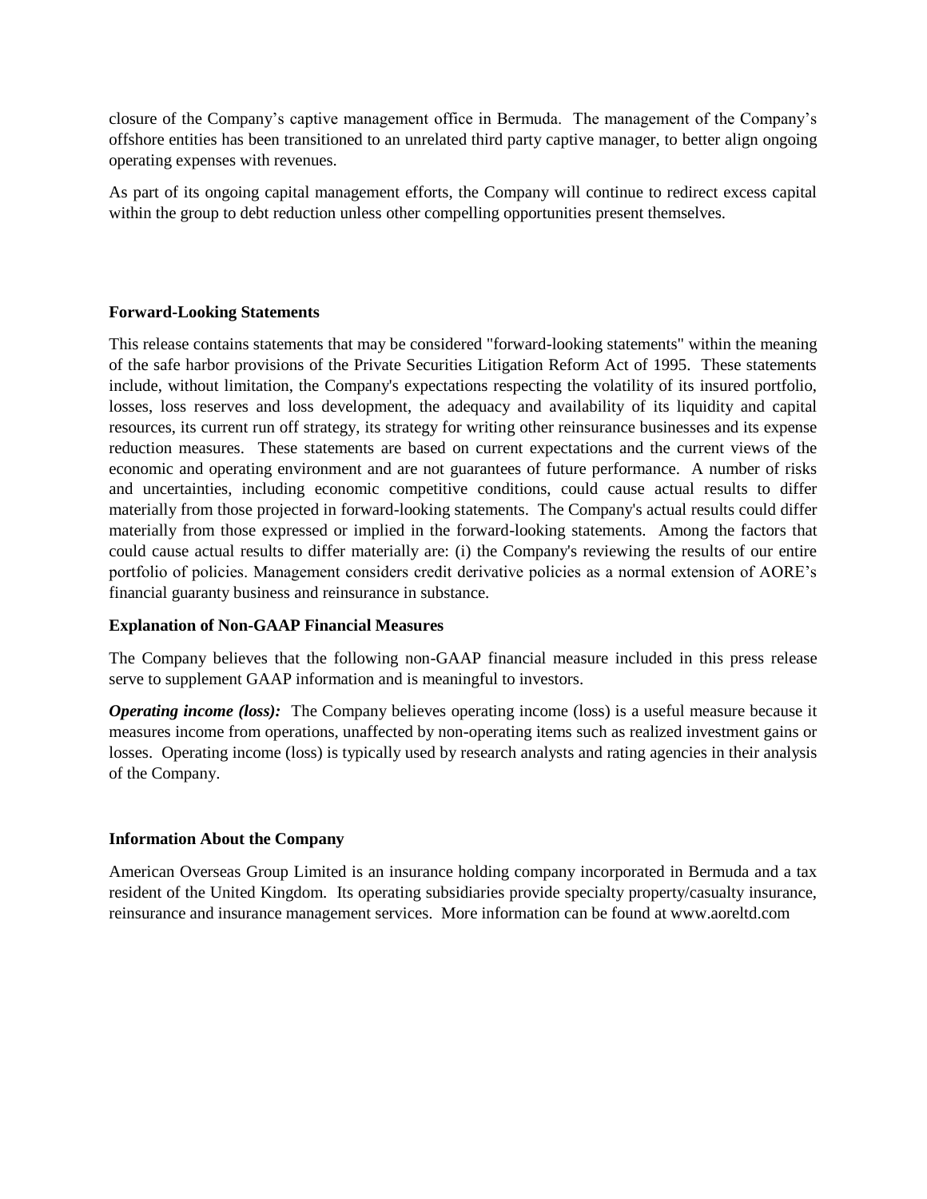closure of the Company's captive management office in Bermuda. The management of the Company's offshore entities has been transitioned to an unrelated third party captive manager, to better align ongoing operating expenses with revenues.

As part of its ongoing capital management efforts, the Company will continue to redirect excess capital within the group to debt reduction unless other compelling opportunities present themselves.

**Forward-Looking Statements**

This release contains statements that may be considered "forward-looking statements" within the meaning of the safe harbor provisions of the Private Securities Litigation Reform Act of 1995. These statements include, without limitation, the Company's expectations respecting the volatility of its insured portfolio, losses, loss reserves and loss development, the adequacy and availability of its liquidity and capital resources, its current run off strategy, its strategy for writing other reinsurance businesses and its expense reduction measures. These statements are based on current expectations and the current views of the economic and operating environment and are not guarantees of future performance. A number of risks and uncertainties, including economic competitive conditions, could cause actual results to differ materially from those projected in forward-looking statements. The Company's actual results could differ materially from those expressed or implied in the forward-looking statements. Among the factors that could cause actual results to differ materially are: (i) the Company's reviewing the results of our entire portfolio of policies. Management considers credit derivative policies as a normal extension of AORE's financial guaranty business and reinsurance in substance.

**Explanation of Non-GAAP Financial Measures**

The Company believes that the following non-GAAP financial measure included in this press release serve to supplement GAAP information and is meaningful to investors.

***Operating income (loss):*** The Company believes operating income (loss) is a useful measure because it measures income from operations, unaffected by non-operating items such as realized investment gains or losses. Operating income (loss) is typically used by research analysts and rating agencies in their analysis of the Company.

**Information About the Company**

American Overseas Group Limited is an insurance holding company incorporated in Bermuda and a tax resident of the United Kingdom. Its operating subsidiaries provide specialty property/casualty insurance, reinsurance and insurance management services. More information can be found at www.aoreltd.com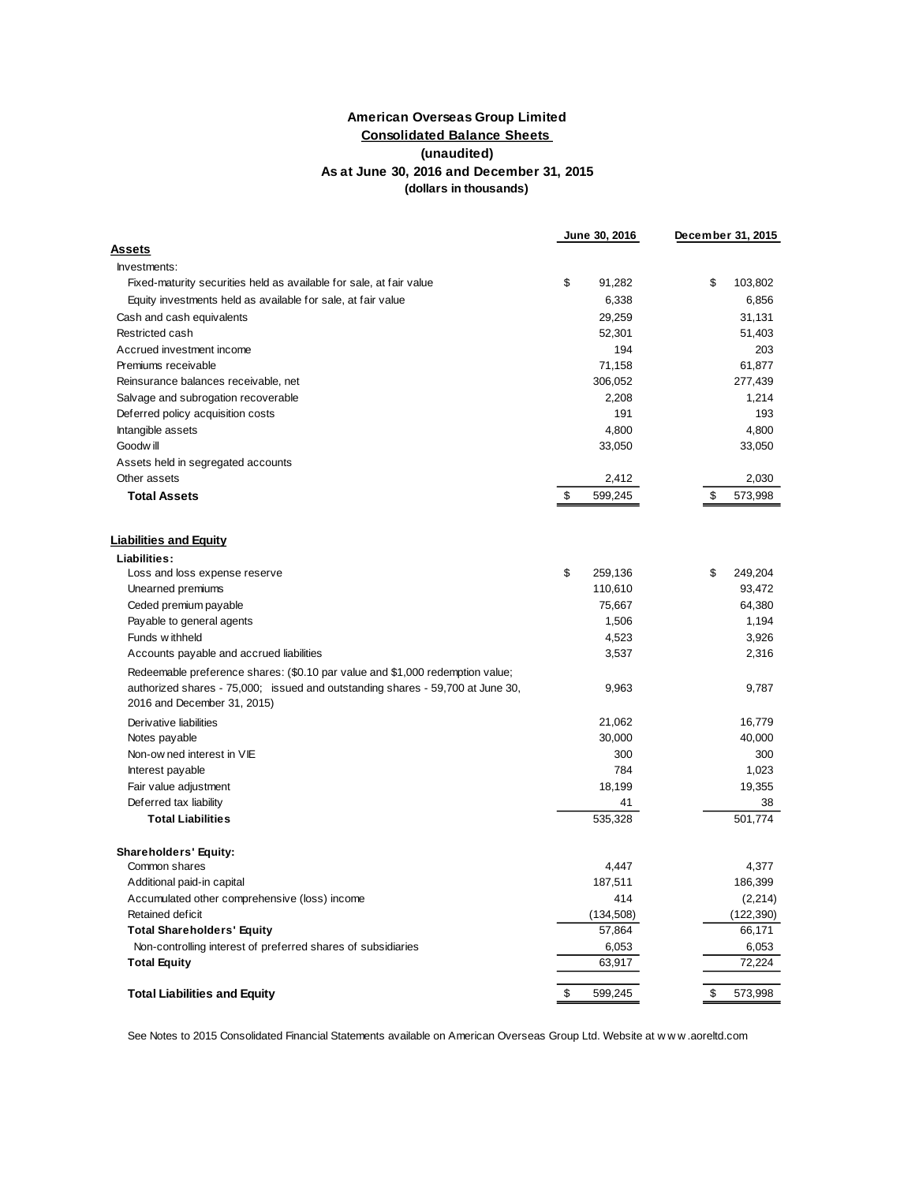# American Overseas Group Limited

## Consolidated Balance Sheets

### (unaudited)

### As at June 30, 2016 and December 31, 2015

**(dollars in thousands)**

| | June 30, 2016 | December 31, 2015 |
|---|---|---|
| **Assets** | | |
| Investments: | | |
| Fixed-maturity securities held as available for sale, at fair value | $ 91,282 | $ 103,802 |
| Equity investments held as available for sale, at fair value | 6,338 | 6,856 |
| Cash and cash equivalents | 29,259 | 31,131 |
| Restricted cash | 52,301 | 51,403 |
| Accrued investment income | 194 | 203 |
| Premiums receivable | 71,158 | 61,877 |
| Reinsurance balances receivable, net | 306,052 | 277,439 |
| Salvage and subrogation recoverable | 2,208 | 1,214 |
| Deferred policy acquisition costs | 191 | 193 |
| Intangible assets | 4,800 | 4,800 |
| Goodwill | 33,050 | 33,050 |
| Assets held in segregated accounts | | |
| Other assets | 2,412 | 2,030 |
| **Total Assets** | $ 599,245 | $ 573,998 |
| | | |
| **Liabilities and Equity** | | |
| **Liabilities:** | | |
| Loss and loss expense reserve | $ 259,136 | $ 249,204 |
| Unearned premiums | 110,610 | 93,472 |
| Ceded premium payable | 75,667 | 64,380 |
| Payable to general agents | 1,506 | 1,194 |
| Funds withheld | 4,523 | 3,926 |
| Accounts payable and accrued liabilities | 3,537 | 2,316 |
| Redeemable preference shares: ($0.10 par value and $1,000 redemption value; authorized shares - 75,000; issued and outstanding shares - 59,700 at June 30, 2016 and December 31, 2015) | 9,963 | 9,787 |
| Derivative liabilities | 21,062 | 16,779 |
| Notes payable | 30,000 | 40,000 |
| Non-owned interest in VIE | 300 | 300 |
| Interest payable | 784 | 1,023 |
| Fair value adjustment | 18,199 | 19,355 |
| Deferred tax liability | 41 | 38 |
| **Total Liabilities** | 535,328 | 501,774 |
| | | |
| **Shareholders' Equity:** | | |
| Common shares | 4,447 | 4,377 |
| Additional paid-in capital | 187,511 | 186,399 |
| Accumulated other comprehensive (loss) income | 414 | (2,214) |
| Retained deficit | (134,508) | (122,390) |
| **Total Shareholders' Equity** | 57,864 | 66,171 |
| Non-controlling interest of preferred shares of subsidiaries | 6,053 | 6,053 |
| **Total Equity** | 63,917 | 72,224 |
| | | |
| **Total Liabilities and Equity** | $ 599,245 | $ 573,998 |

See Notes to 2015 Consolidated Financial Statements available on American Overseas Group Ltd. Website at www.aoreltd.com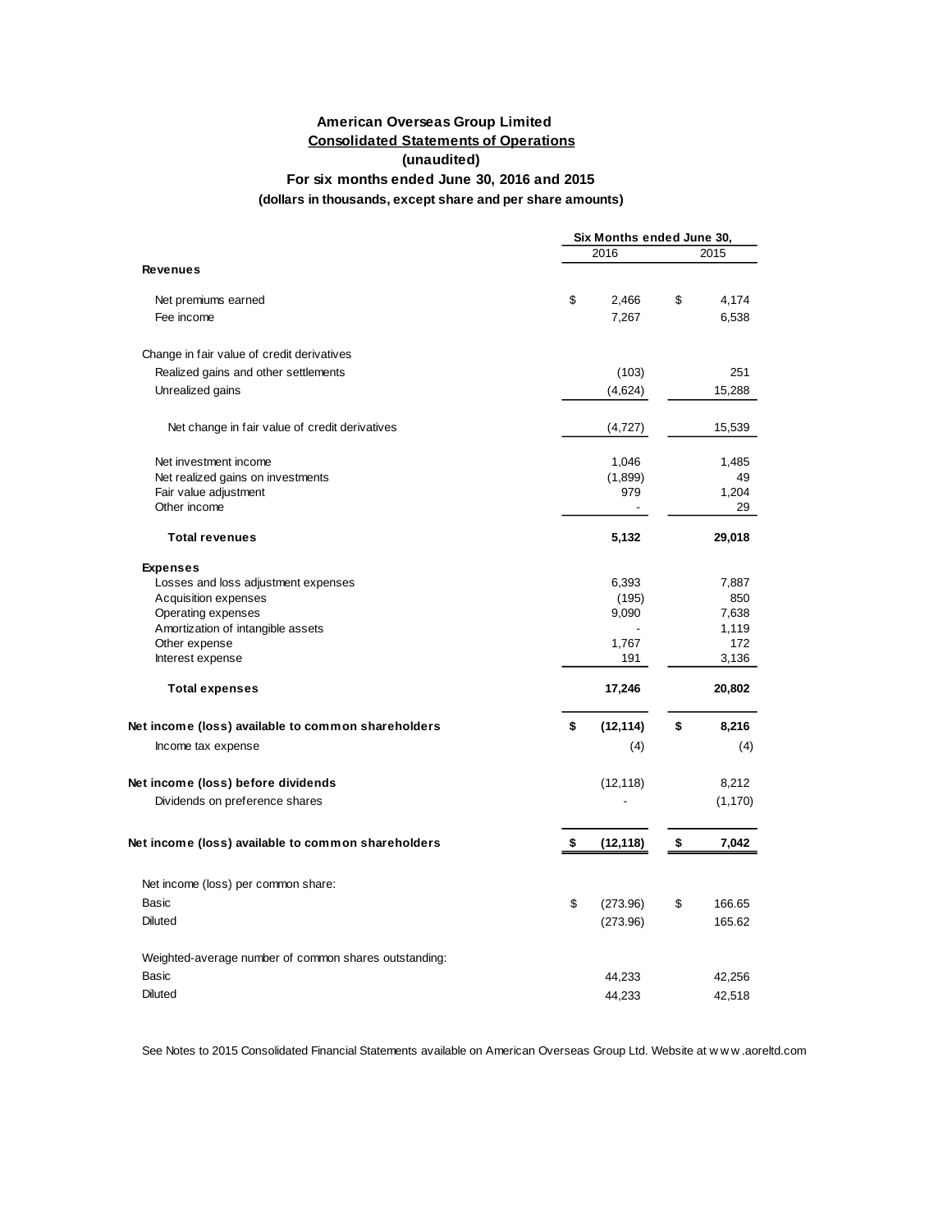**American Overseas Group Limited**

**Consolidated Statements of Operations**

**(unaudited)**

**For six months ended June 30, 2016 and 2015**

**(dollars in thousands, except share and per share amounts)**

| | Six Months ended June 30, | |
|---|---|---|
| | 2016 | 2015 |
| **Revenues** | | |
| Net premiums earned | $ 2,466 | $ 4,174 |
| Fee income | 7,267 | 6,538 |
| Change in fair value of credit derivatives | | |
| Realized gains and other settlements | (103) | 251 |
| Unrealized gains | (4,624) | 15,288 |
| Net change in fair value of credit derivatives | (4,727) | 15,539 |
| Net investment income | 1,046 | 1,485 |
| Net realized gains on investments | (1,899) | 49 |
| Fair value adjustment | 979 | 1,204 |
| Other income | - | 29 |
| **Total revenues** | **5,132** | **29,018** |
| **Expenses** | | |
| Losses and loss adjustment expenses | 6,393 | 7,887 |
| Acquisition expenses | (195) | 850 |
| Operating expenses | 9,090 | 7,638 |
| Amortization of intangible assets | - | 1,119 |
| Other expense | 1,767 | 172 |
| Interest expense | 191 | 3,136 |
| **Total expenses** | **17,246** | **20,802** |
| **Net income (loss) available to common shareholders** | **$ (12,114)** | **$ 8,216** |
| Income tax expense | (4) | (4) |
| **Net income (loss) before dividends** | (12,118) | 8,212 |
| Dividends on preference shares | - | (1,170) |
| **Net income (loss) available to common shareholders** | **$ (12,118)** | **$ 7,042** |
| Net income (loss) per common share: | | |
| Basic | $ (273.96) | $ 166.65 |
| Diluted | (273.96) | 165.62 |
| Weighted-average number of common shares outstanding: | | |
| Basic | 44,233 | 42,256 |
| Diluted | 44,233 | 42,518 |

See Notes to 2015 Consolidated Financial Statements available on American Overseas Group Ltd. Website at www.aoreltd.com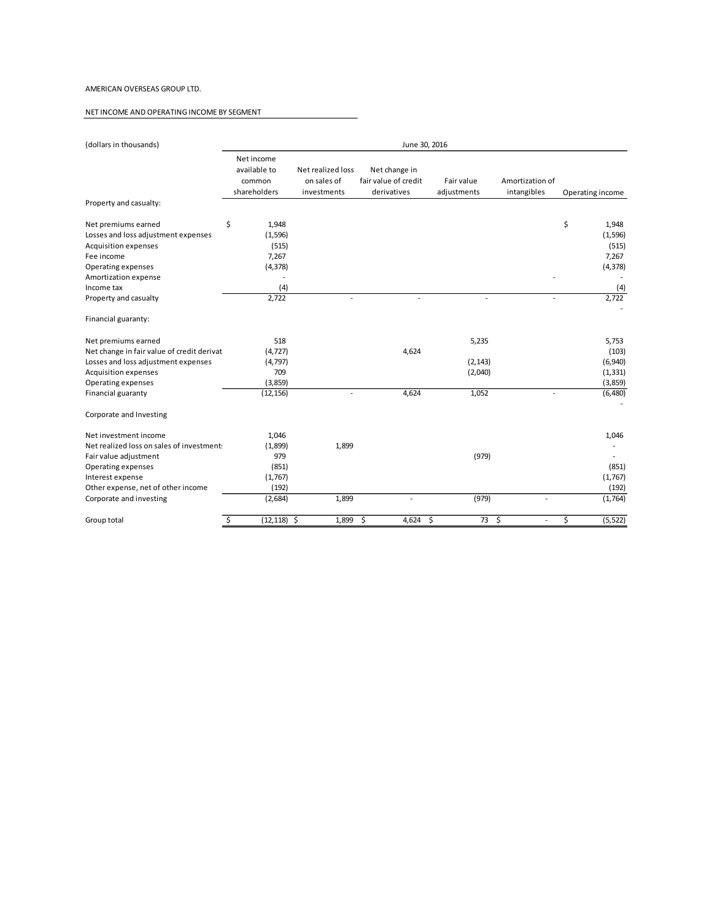AMERICAN OVERSEAS GROUP LTD.

NET INCOME AND OPERATING INCOME BY SEGMENT

| (dollars in thousands) | June 30, 2016 | | | | | |
|---|---|---|---|---|---|---|
| | Net income available to common shareholders | Net realized loss on sales of investments | Net change in fair value of credit derivatives | Fair value adjustments | Amortization of intangibles | Operating income |
| **Property and casualty:** | | | | | | |
| Net premiums earned | $ 1,948 | | | | | $ 1,948 |
| Losses and loss adjustment expenses | (1,596) | | | | | (1,596) |
| Acquisition expenses | (515) | | | | | (515) |
| Fee income | 7,267 | | | | | 7,267 |
| Operating expenses | (4,378) | | | | | (4,378) |
| Amortization expense | - | | | | - | - |
| Income tax | (4) | | | | | (4) |
| Property and casualty | 2,722 | - | - | - | - | 2,722 |
| | | | | | | - |
| **Financial guaranty:** | | | | | | |
| Net premiums earned | 518 | | | 5,235 | | 5,753 |
| Net change in fair value of credit derivat | (4,727) | | 4,624 | | | (103) |
| Losses and loss adjustment expenses | (4,797) | | | (2,143) | | (6,940) |
| Acquisition expenses | 709 | | | (2,040) | | (1,331) |
| Operating expenses | (3,859) | | | | | (3,859) |
| Financial guaranty | (12,156) | - | 4,624 | 1,052 | - | (6,480) |
| | | | | | | - |
| **Corporate and Investing** | | | | | | |
| Net investment income | 1,046 | | | | | 1,046 |
| Net realized loss on sales of investment: | (1,899) | 1,899 | | | | - |
| Fair value adjustment | 979 | | | (979) | | - |
| Operating expenses | (851) | | | | | (851) |
| Interest expense | (1,767) | | | | | (1,767) |
| Other expense, net of other income | (192) | | | | | (192) |
| Corporate and investing | (2,684) | 1,899 | - | (979) | - | (1,764) |
| | | | | | | |
| Group total | $ (12,118) | $ 1,899 | $ 4,624 | $ 73 | $ - | $ (5,522) |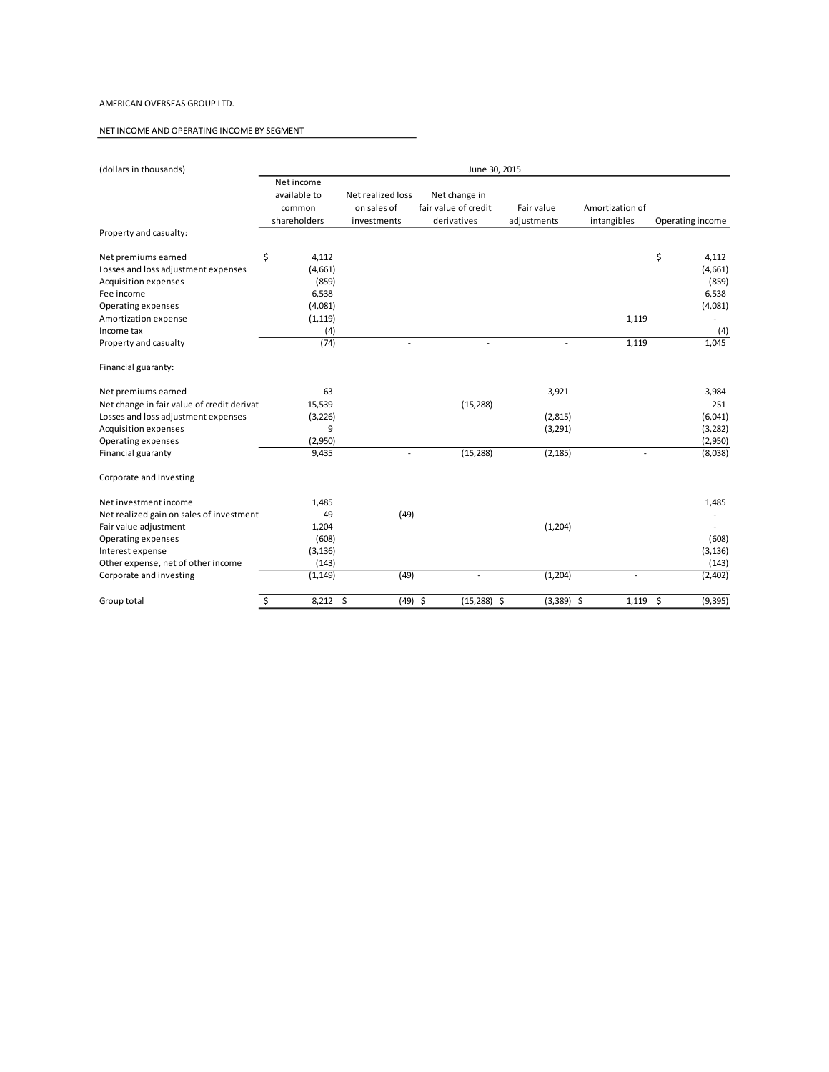AMERICAN OVERSEAS GROUP LTD.

NET INCOME AND OPERATING INCOME BY SEGMENT

| (dollars in thousands) | June 30, 2015 | | | | | |
|---|---|---|---|---|---|---|
| | Net income available to common shareholders | Net realized loss on sales of investments | Net change in fair value of credit derivatives | Fair value adjustments | Amortization of intangibles | Operating income |
| **Property and casualty:** | | | | | | |
| Net premiums earned | $ 4,112 | | | | | $ 4,112 |
| Losses and loss adjustment expenses | (4,661) | | | | | (4,661) |
| Acquisition expenses | (859) | | | | | (859) |
| Fee income | 6,538 | | | | | 6,538 |
| Operating expenses | (4,081) | | | | | (4,081) |
| Amortization expense | (1,119) | | | | 1,119 | - |
| Income tax | (4) | | | | | (4) |
| Property and casualty | (74) | - | - | - | 1,119 | 1,045 |
| **Financial guaranty:** | | | | | | |
| Net premiums earned | 63 | | | 3,921 | | 3,984 |
| Net change in fair value of credit derivat | 15,539 | | (15,288) | | | 251 |
| Losses and loss adjustment expenses | (3,226) | | | (2,815) | | (6,041) |
| Acquisition expenses | 9 | | | (3,291) | | (3,282) |
| Operating expenses | (2,950) | | | | | (2,950) |
| Financial guaranty | 9,435 | - | (15,288) | (2,185) | - | (8,038) |
| **Corporate and Investing** | | | | | | |
| Net investment income | 1,485 | | | | | 1,485 |
| Net realized gain on sales of investment | 49 | (49) | | | | - |
| Fair value adjustment | 1,204 | | | (1,204) | | - |
| Operating expenses | (608) | | | | | (608) |
| Interest expense | (3,136) | | | | | (3,136) |
| Other expense, net of other income | (143) | | | | | (143) |
| Corporate and investing | (1,149) | (49) | - | (1,204) | - | (2,402) |
| Group total | $ 8,212 | $ (49) | $ (15,288) | $ (3,389) | $ 1,119 | $ (9,395) |